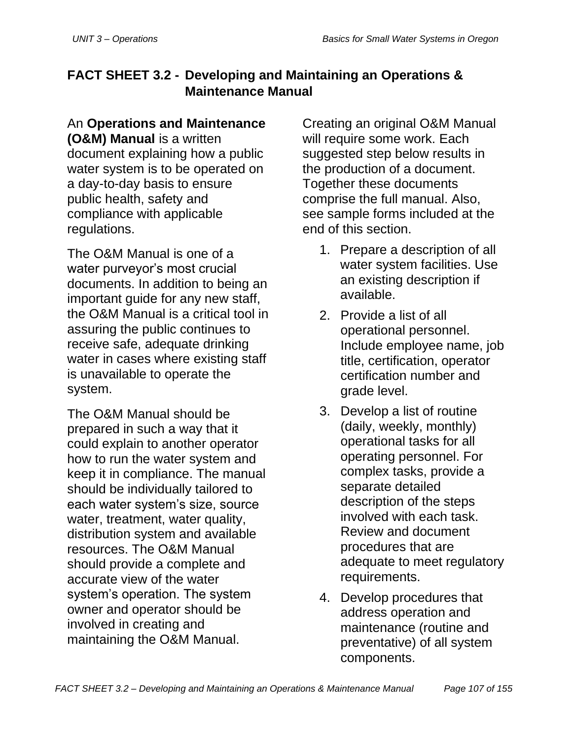## FACT SHEET 3.2 - Developing and Maintaining an Operations & Maintenance Manual

An **Operations and Maintenance (O&M) Manual** is a written document explaining how a public water system is to be operated on a day-to-day basis to ensure public health, safety and compliance with applicable regulations.

The O&M Manual is one of a water purveyor's most crucial documents. In addition to being an important guide for any new staff, the O&M Manual is a critical tool in assuring the public continues to receive safe, adequate drinking water in cases where existing staff is unavailable to operate the system.

The O&M Manual should be prepared in such a way that it could explain to another operator how to run the water system and keep it in compliance. The manual should be individually tailored to each water system's size, source water, treatment, water quality, distribution system and available resources. The O&M Manual should provide a complete and accurate view of the water system's operation. The system owner and operator should be involved in creating and maintaining the O&M Manual.

Creating an original O&M Manual will require some work. Each suggested step below results in the production of a document. Together these documents comprise the full manual. Also, see sample forms included at the end of this section.

1. Prepare a description of all water system facilities. Use an existing description if available.
2. Provide a list of all operational personnel. Include employee name, job title, certification, operator certification number and grade level.
3. Develop a list of routine (daily, weekly, monthly) operational tasks for all operating personnel. For complex tasks, provide a separate detailed description of the steps involved with each task. Review and document procedures that are adequate to meet regulatory requirements.
4. Develop procedures that address operation and maintenance (routine and preventative) of all system components.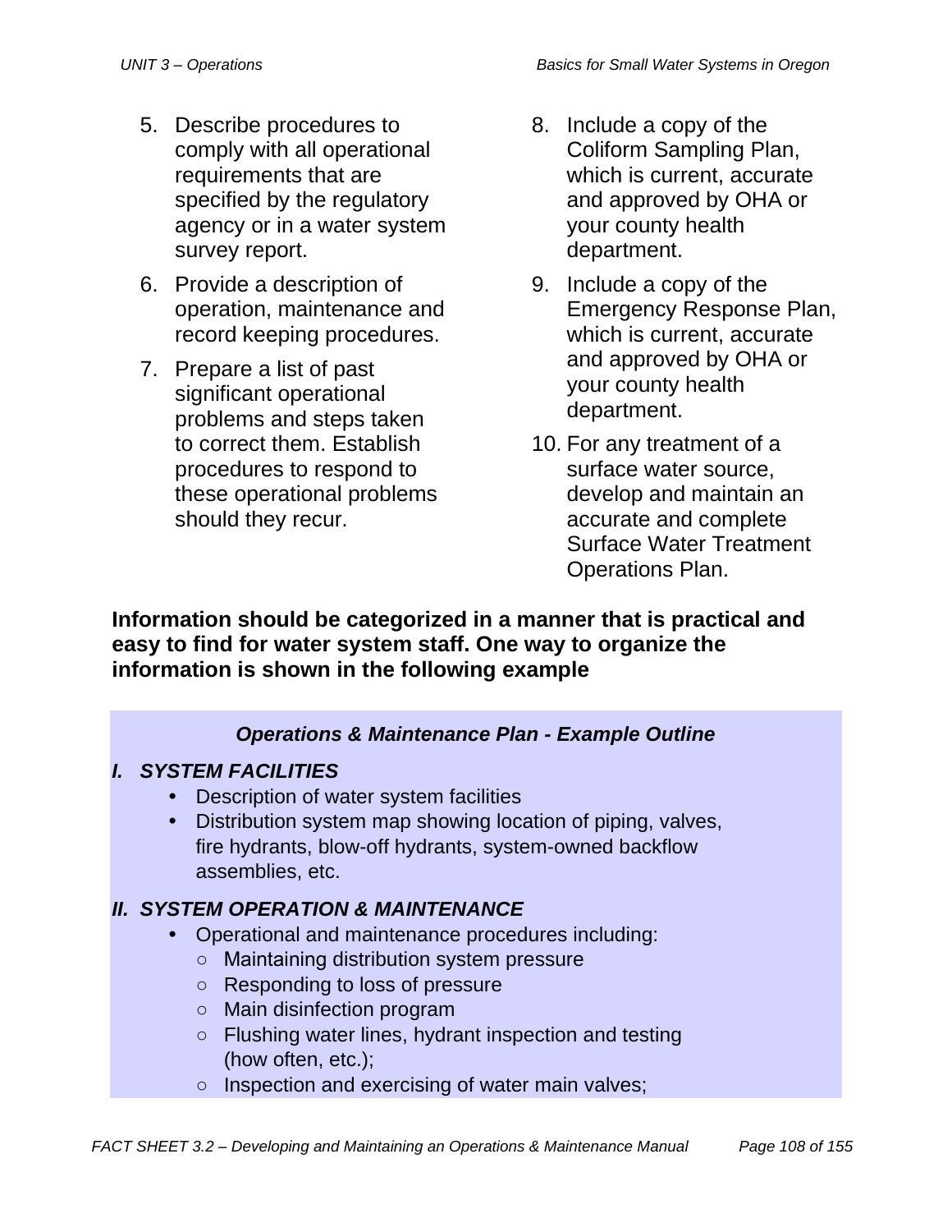5. Describe procedures to comply with all operational requirements that are specified by the regulatory agency or in a water system survey report.
6. Provide a description of operation, maintenance and record keeping procedures.
7. Prepare a list of past significant operational problems and steps taken to correct them. Establish procedures to respond to these operational problems should they recur.
8. Include a copy of the Coliform Sampling Plan, which is current, accurate and approved by OHA or your county health department.
9. Include a copy of the Emergency Response Plan, which is current, accurate and approved by OHA or your county health department.
10. For any treatment of a surface water source, develop and maintain an accurate and complete Surface Water Treatment Operations Plan.

**Information should be categorized in a manner that is practical and easy to find for water system staff. One way to organize the information is shown in the following example**

***Operations & Maintenance Plan - Example Outline***

***I. SYSTEM FACILITIES***

- Description of water system facilities
- Distribution system map showing location of piping, valves, fire hydrants, blow-off hydrants, system-owned backflow assemblies, etc.

***II. SYSTEM OPERATION & MAINTENANCE***

- Operational and maintenance procedures including:
    - Maintaining distribution system pressure
    - Responding to loss of pressure
    - Main disinfection program
    - Flushing water lines, hydrant inspection and testing (how often, etc.);
    - Inspection and exercising of water main valves;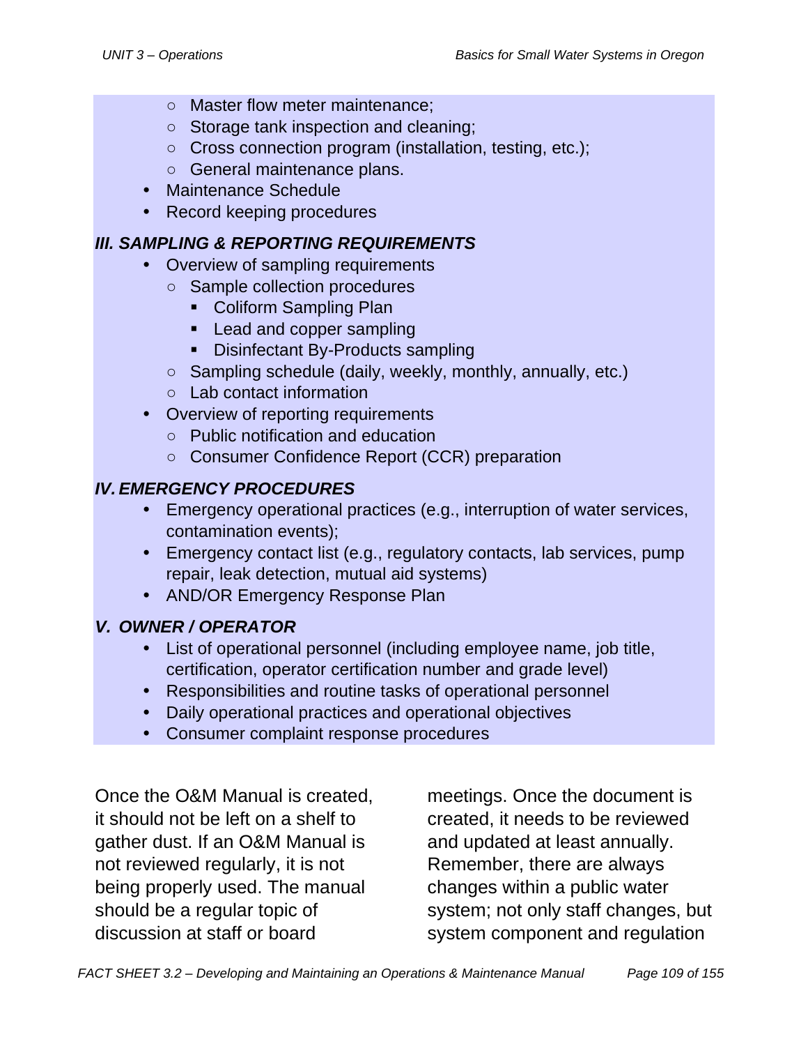- Master flow meter maintenance;
    - Storage tank inspection and cleaning;
    - Cross connection program (installation, testing, etc.);
    - General maintenance plans.
- Maintenance Schedule
- Record keeping procedures

### *III. SAMPLING & REPORTING REQUIREMENTS*

- Overview of sampling requirements
    - Sample collection procedures
        - Coliform Sampling Plan
        - Lead and copper sampling
        - Disinfectant By-Products sampling
    - Sampling schedule (daily, weekly, monthly, annually, etc.)
    - Lab contact information
- Overview of reporting requirements
    - Public notification and education
    - Consumer Confidence Report (CCR) preparation

### *IV. EMERGENCY PROCEDURES*

- Emergency operational practices (e.g., interruption of water services, contamination events);
- Emergency contact list (e.g., regulatory contacts, lab services, pump repair, leak detection, mutual aid systems)
- AND/OR Emergency Response Plan

### *V. OWNER / OPERATOR*

- List of operational personnel (including employee name, job title, certification, operator certification number and grade level)
- Responsibilities and routine tasks of operational personnel
- Daily operational practices and operational objectives
- Consumer complaint response procedures

Once the O&M Manual is created, it should not be left on a shelf to gather dust. If an O&M Manual is not reviewed regularly, it is not being properly used. The manual should be a regular topic of discussion at staff or board meetings. Once the document is created, it needs to be reviewed and updated at least annually. Remember, there are always changes within a public water system; not only staff changes, but system component and regulation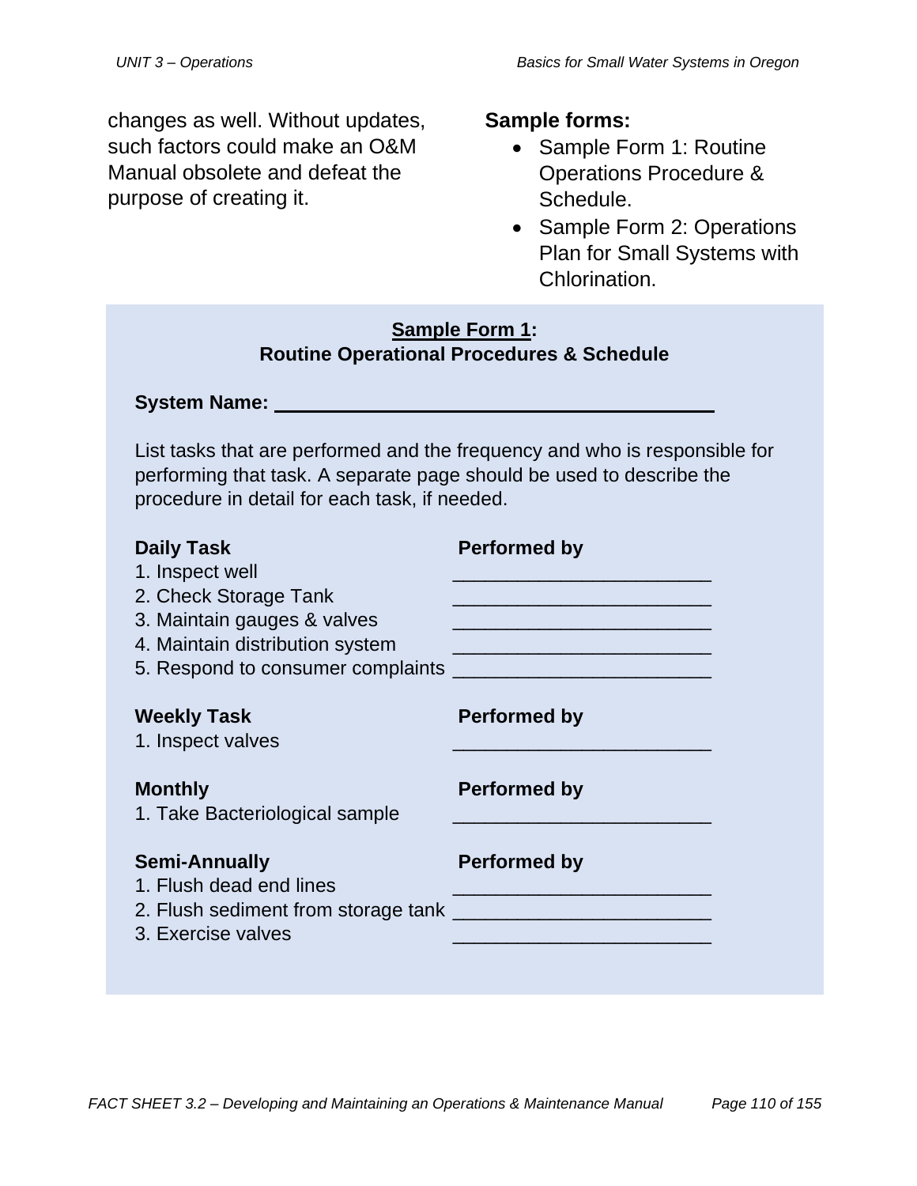changes as well. Without updates, such factors could make an O&M Manual obsolete and defeat the purpose of creating it.

**Sample forms:**

- Sample Form 1: Routine Operations Procedure & Schedule.
- Sample Form 2: Operations Plan for Small Systems with Chlorination.

**Sample Form 1:**
**Routine Operational Procedures & Schedule**

**System Name:** ________________________________________

List tasks that are performed and the frequency and who is responsible for performing that task. A separate page should be used to describe the procedure in detail for each task, if needed.

| **Daily Task** | **Performed by** |
|---|---|
| 1. Inspect well | _______________________ |
| 2. Check Storage Tank | _______________________ |
| 3. Maintain gauges & valves | _______________________ |
| 4. Maintain distribution system | _______________________ |
| 5. Respond to consumer complaints | _______________________ |

| **Weekly Task** | **Performed by** |
|---|---|
| 1. Inspect valves | _______________________ |

| **Monthly** | **Performed by** |
|---|---|
| 1. Take Bacteriological sample | _______________________ |

| **Semi-Annually** | **Performed by** |
|---|---|
| 1. Flush dead end lines | _______________________ |
| 2. Flush sediment from storage tank | _______________________ |
| 3. Exercise valves | _______________________ |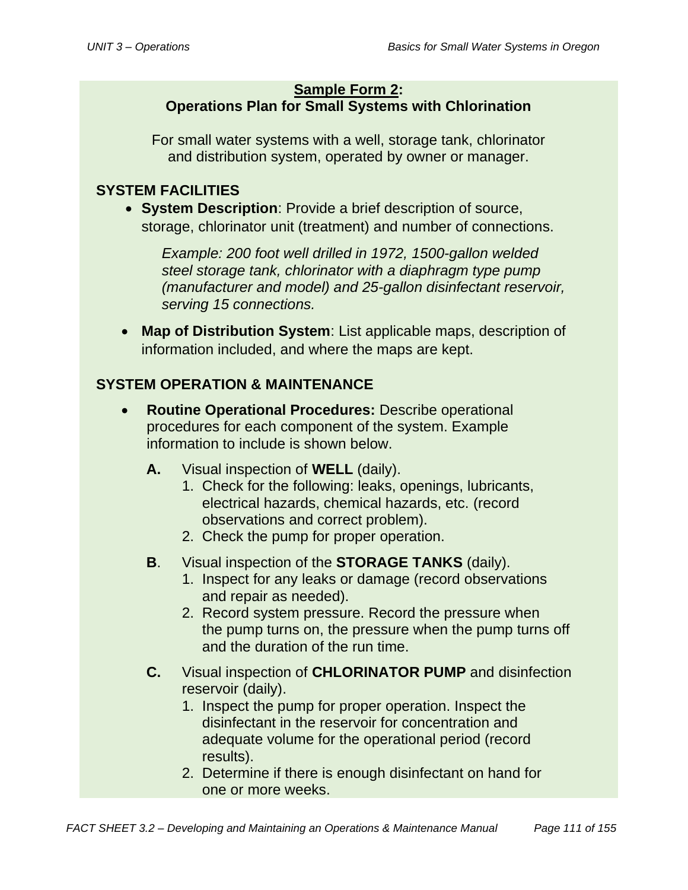**Sample Form 2: Operations Plan for Small Systems with Chlorination**

For small water systems with a well, storage tank, chlorinator and distribution system, operated by owner or manager.

## SYSTEM FACILITIES

- **System Description**: Provide a brief description of source, storage, chlorinator unit (treatment) and number of connections.

  *Example: 200 foot well drilled in 1972, 1500-gallon welded steel storage tank, chlorinator with a diaphragm type pump (manufacturer and model) and 25-gallon disinfectant reservoir, serving 15 connections.*

- **Map of Distribution System**: List applicable maps, description of information included, and where the maps are kept.

## SYSTEM OPERATION & MAINTENANCE

- **Routine Operational Procedures:** Describe operational procedures for each component of the system. Example information to include is shown below.

  **A.** Visual inspection of **WELL** (daily).
  1. Check for the following: leaks, openings, lubricants, electrical hazards, chemical hazards, etc. (record observations and correct problem).
  2. Check the pump for proper operation.

  **B**. Visual inspection of the **STORAGE TANKS** (daily).
  1. Inspect for any leaks or damage (record observations and repair as needed).
  2. Record system pressure. Record the pressure when the pump turns on, the pressure when the pump turns off and the duration of the run time.

  **C.** Visual inspection of **CHLORINATOR PUMP** and disinfection reservoir (daily).
  1. Inspect the pump for proper operation. Inspect the disinfectant in the reservoir for concentration and adequate volume for the operational period (record results).
  2. Determine if there is enough disinfectant on hand for one or more weeks.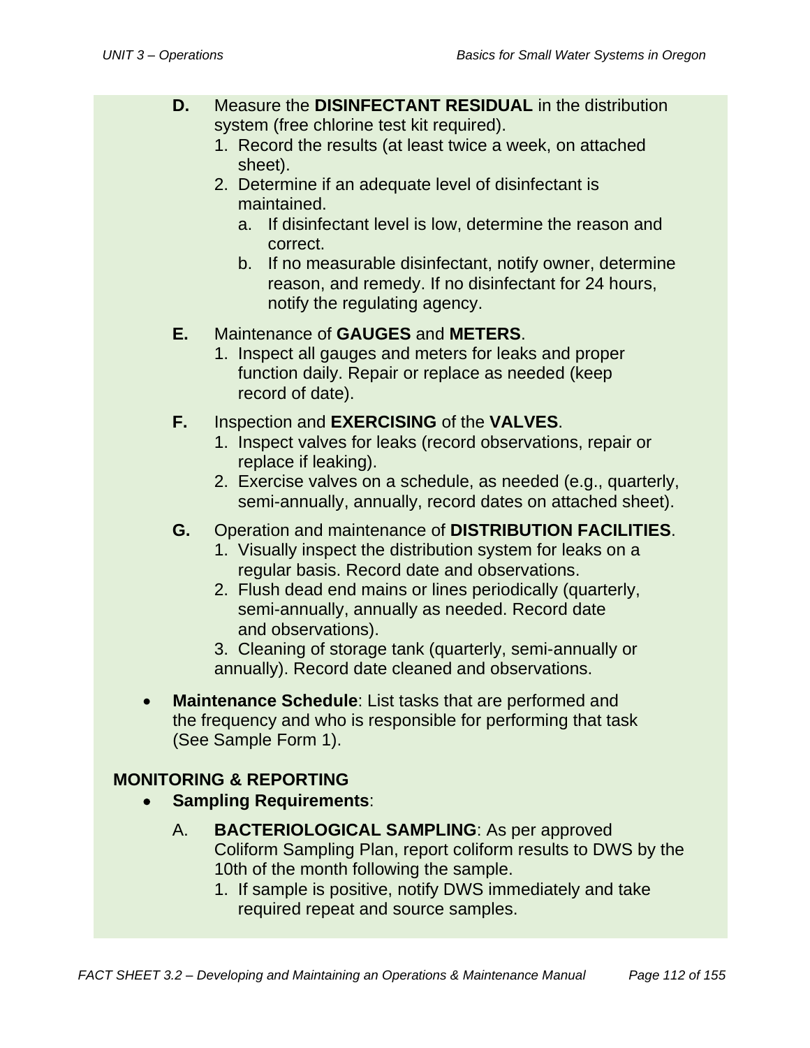**D.** Measure the **DISINFECTANT RESIDUAL** in the distribution system (free chlorine test kit required).

1. Record the results (at least twice a week, on attached sheet).
2. Determine if an adequate level of disinfectant is maintained.
   a. If disinfectant level is low, determine the reason and correct.
   b. If no measurable disinfectant, notify owner, determine reason, and remedy. If no disinfectant for 24 hours, notify the regulating agency.

**E.** Maintenance of **GAUGES** and **METERS**.

1. Inspect all gauges and meters for leaks and proper function daily. Repair or replace as needed (keep record of date).

**F.** Inspection and **EXERCISING** of the **VALVES**.

1. Inspect valves for leaks (record observations, repair or replace if leaking).
2. Exercise valves on a schedule, as needed (e.g., quarterly, semi-annually, annually, record dates on attached sheet).

**G.** Operation and maintenance of **DISTRIBUTION FACILITIES**.

1. Visually inspect the distribution system for leaks on a regular basis. Record date and observations.
2. Flush dead end mains or lines periodically (quarterly, semi-annually, annually as needed. Record date and observations).
3. Cleaning of storage tank (quarterly, semi-annually or annually). Record date cleaned and observations.

- **Maintenance Schedule**: List tasks that are performed and the frequency and who is responsible for performing that task (See Sample Form 1).

## MONITORING & REPORTING

- **Sampling Requirements**:

A. **BACTERIOLOGICAL SAMPLING**: As per approved Coliform Sampling Plan, report coliform results to DWS by the 10th of the month following the sample.

1. If sample is positive, notify DWS immediately and take required repeat and source samples.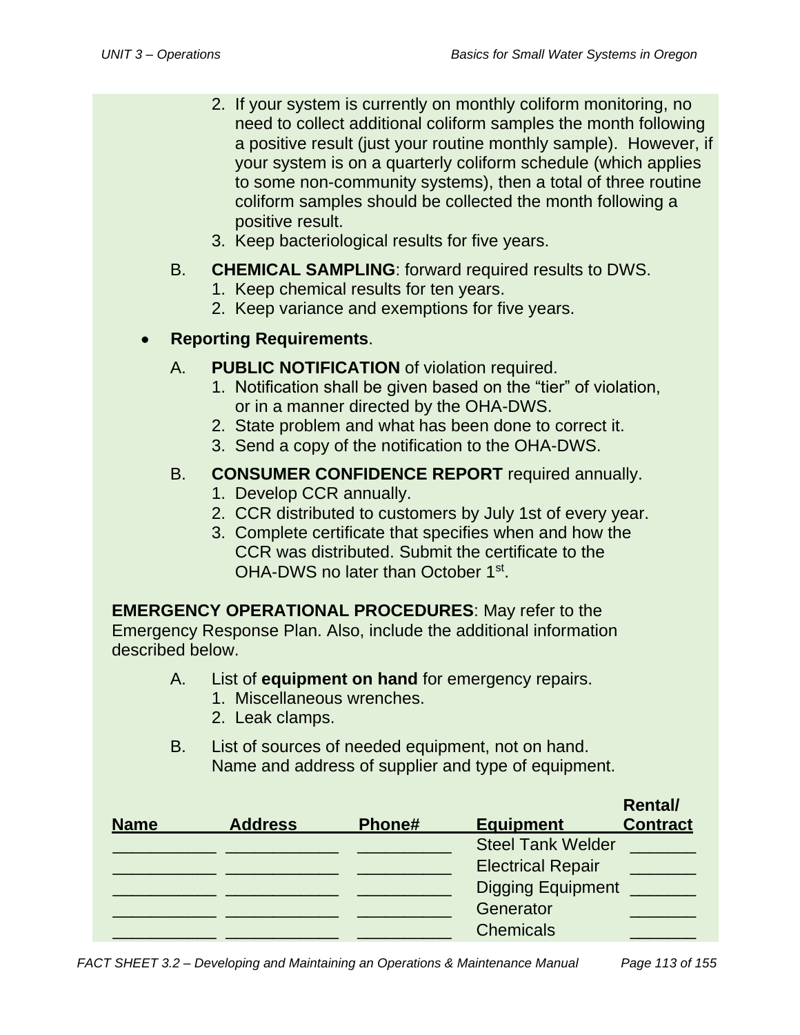2. If your system is currently on monthly coliform monitoring, no need to collect additional coliform samples the month following a positive result (just your routine monthly sample). However, if your system is on a quarterly coliform schedule (which applies to some non-community systems), then a total of three routine coliform samples should be collected the month following a positive result.
3. Keep bacteriological results for five years.

B. **CHEMICAL SAMPLING**: forward required results to DWS.
  1. Keep chemical results for ten years.
  2. Keep variance and exemptions for five years.

- **Reporting Requirements**.

A. **PUBLIC NOTIFICATION** of violation required.
  1. Notification shall be given based on the “tier” of violation, or in a manner directed by the OHA-DWS.
  2. State problem and what has been done to correct it.
  3. Send a copy of the notification to the OHA-DWS.

B. **CONSUMER CONFIDENCE REPORT** required annually.
  1. Develop CCR annually.
  2. CCR distributed to customers by July 1st of every year.
  3. Complete certificate that specifies when and how the CCR was distributed. Submit the certificate to the OHA-DWS no later than October 1st.

**EMERGENCY OPERATIONAL PROCEDURES**: May refer to the Emergency Response Plan. Also, include the additional information described below.

A. List of **equipment on hand** for emergency repairs.
  1. Miscellaneous wrenches.
  2. Leak clamps.

B. List of sources of needed equipment, not on hand. Name and address of supplier and type of equipment.

| Name | Address | Phone# | Equipment | Rental/ Contract |
|---|---|---|---|---|
| __________ | ___________ | _________ | Steel Tank Welder | _______ |
| __________ | ___________ | _________ | Electrical Repair | _______ |
| __________ | ___________ | _________ | Digging Equipment | _______ |
| __________ | ___________ | _________ | Generator | _______ |
| __________ | ___________ | _________ | Chemicals | _______ |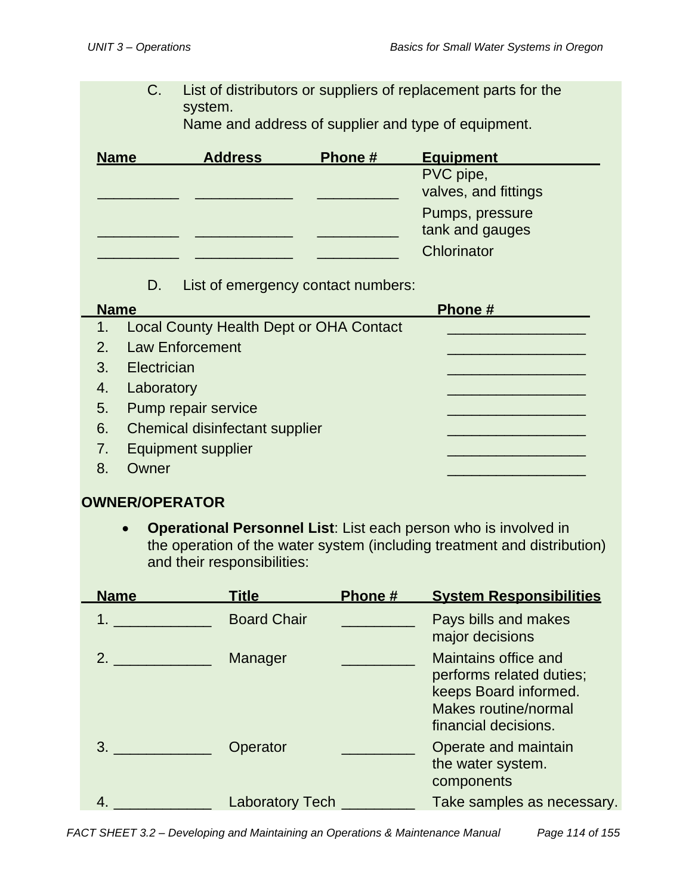C. List of distributors or suppliers of replacement parts for the system.
Name and address of supplier and type of equipment.

| Name | Address | Phone # | Equipment |
|---|---|---|---|
| __________ | ____________ | __________ | PVC pipe, valves, and fittings |
| __________ | ____________ | __________ | Pumps, pressure tank and gauges |
| __________ | ____________ | __________ | Chlorinator |

D. List of emergency contact numbers:

| Name | Phone # |
|---|---|
| 1. Local County Health Dept or OHA Contact | _________________ |
| 2. Law Enforcement | _________________ |
| 3. Electrician | _________________ |
| 4. Laboratory | _________________ |
| 5. Pump repair service | _________________ |
| 6. Chemical disinfectant supplier | _________________ |
| 7. Equipment supplier | _________________ |
| 8. Owner | _________________ |

**OWNER/OPERATOR**

- **Operational Personnel List**: List each person who is involved in the operation of the water system (including treatment and distribution) and their responsibilities:

| Name | Title | Phone # | System Responsibilities |
|---|---|---|---|
| 1. ____________ | Board Chair | _________ | Pays bills and makes major decisions |
| 2. ____________ | Manager | _________ | Maintains office and performs related duties; keeps Board informed. Makes routine/normal financial decisions. |
| 3. ____________ | Operator | _________ | Operate and maintain the water system. components |
| 4. ____________ | Laboratory Tech | _________ | Take samples as necessary. |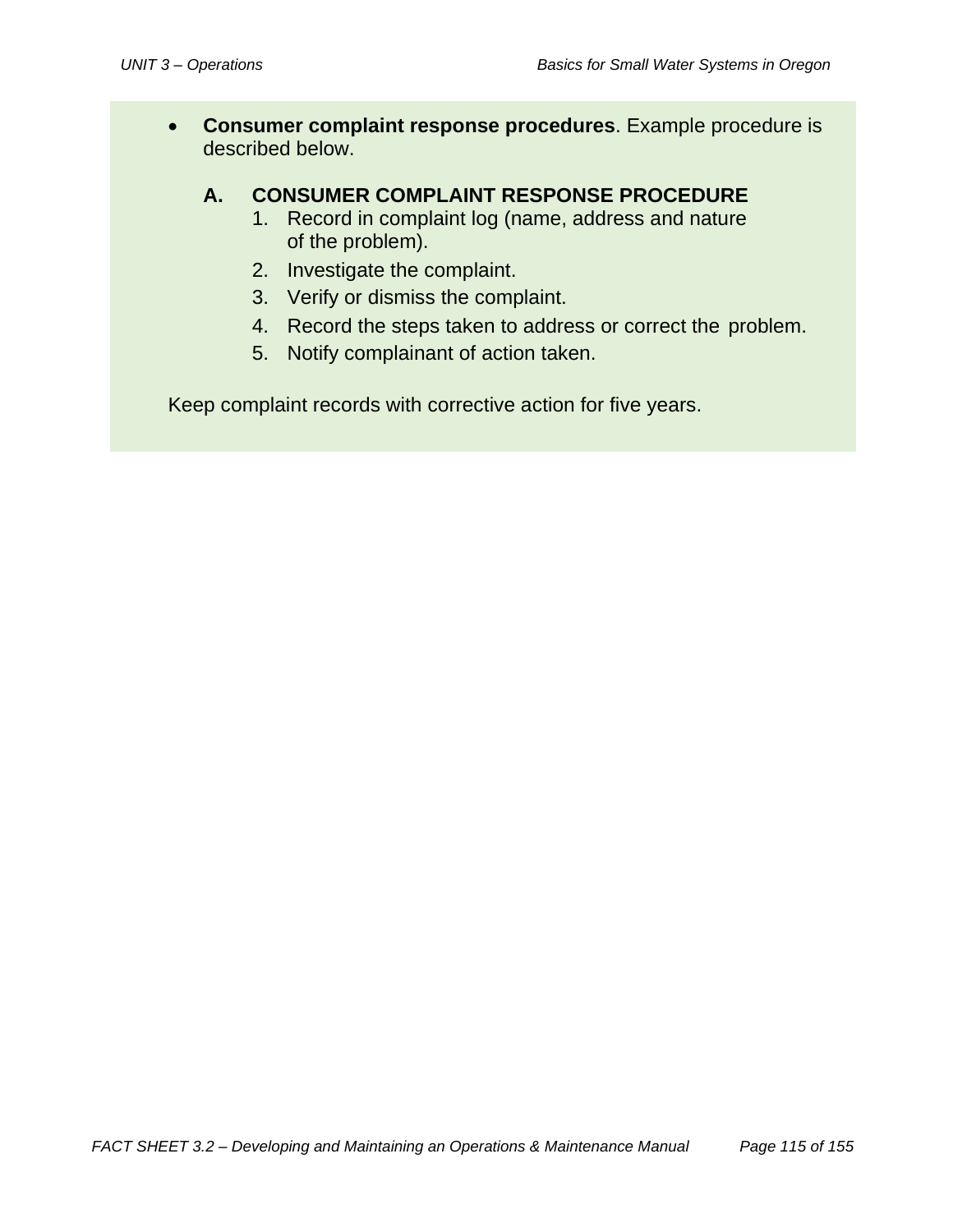- **Consumer complaint response procedures**. Example procedure is described below.

  **A. CONSUMER COMPLAINT RESPONSE PROCEDURE**

  1. Record in complaint log (name, address and nature of the problem).
  2. Investigate the complaint.
  3. Verify or dismiss the complaint.
  4. Record the steps taken to address or correct the problem.
  5. Notify complainant of action taken.

Keep complaint records with corrective action for five years.